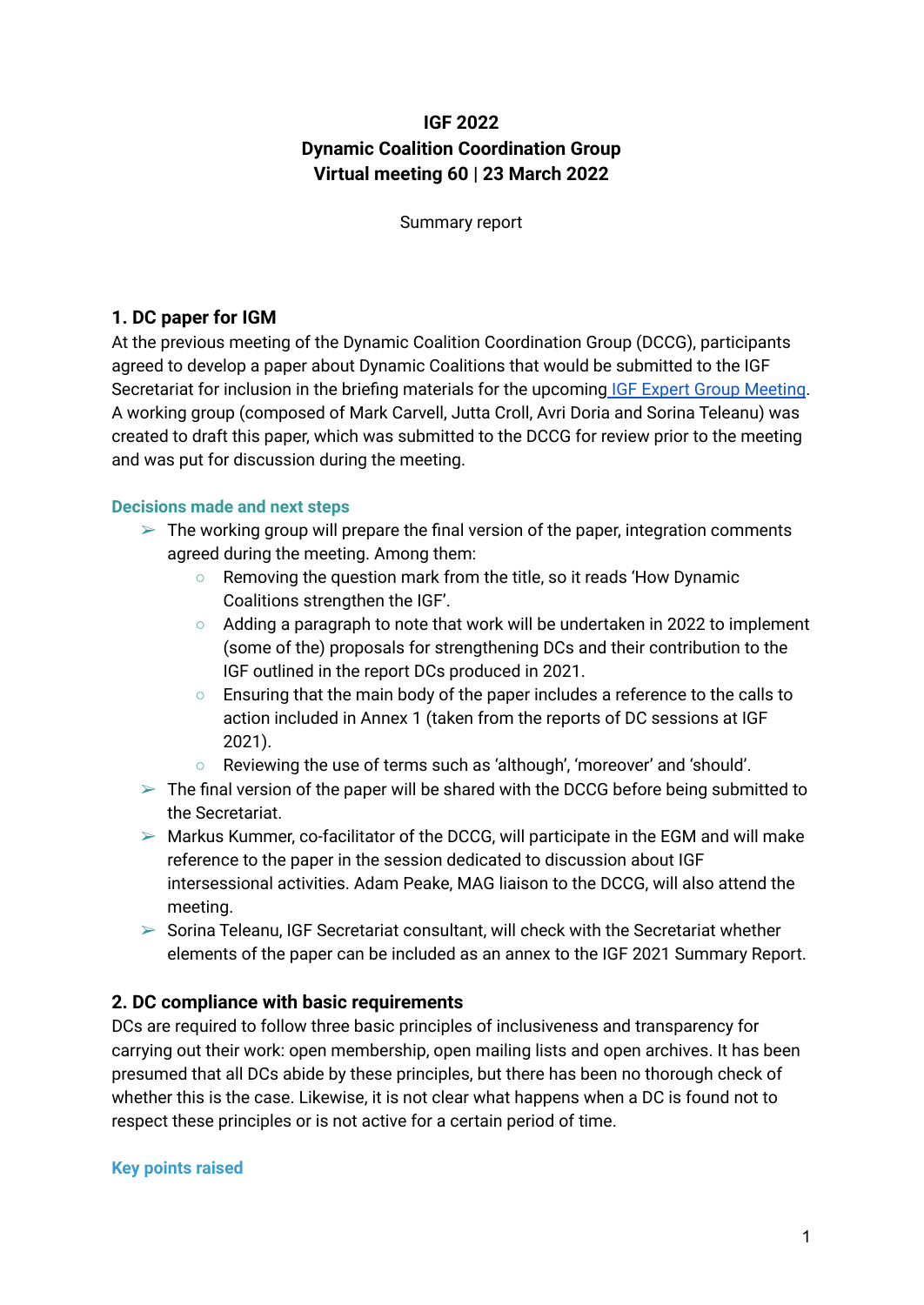**IGF 2022**
**Dynamic Coalition Coordination Group**
**Virtual meeting 60 | 23 March 2022**

Summary report

## 1. DC paper for IGM

At the previous meeting of the Dynamic Coalition Coordination Group (DCCG), participants agreed to develop a paper about Dynamic Coalitions that would be submitted to the IGF Secretariat for inclusion in the briefing materials for the upcoming [IGF Expert Group Meeting](). A working group (composed of Mark Carvell, Jutta Croll, Avri Doria and Sorina Teleanu) was created to draft this paper, which was submitted to the DCCG for review prior to the meeting and was put for discussion during the meeting.

### Decisions made and next steps

- The working group will prepare the final version of the paper, integration comments agreed during the meeting. Among them:
  - Removing the question mark from the title, so it reads 'How Dynamic Coalitions strengthen the IGF'.
  - Adding a paragraph to note that work will be undertaken in 2022 to implement (some of the) proposals for strengthening DCs and their contribution to the IGF outlined in the report DCs produced in 2021.
  - Ensuring that the main body of the paper includes a reference to the calls to action included in Annex 1 (taken from the reports of DC sessions at IGF 2021).
  - Reviewing the use of terms such as 'although', 'moreover' and 'should'.
- The final version of the paper will be shared with the DCCG before being submitted to the Secretariat.
- Markus Kummer, co-facilitator of the DCCG, will participate in the EGM and will make reference to the paper in the session dedicated to discussion about IGF intersessional activities. Adam Peake, MAG liaison to the DCCG, will also attend the meeting.
- Sorina Teleanu, IGF Secretariat consultant, will check with the Secretariat whether elements of the paper can be included as an annex to the IGF 2021 Summary Report.

## 2. DC compliance with basic requirements

DCs are required to follow three basic principles of inclusiveness and transparency for carrying out their work: open membership, open mailing lists and open archives. It has been presumed that all DCs abide by these principles, but there has been no thorough check of whether this is the case. Likewise, it is not clear what happens when a DC is found not to respect these principles or is not active for a certain period of time.

### Key points raised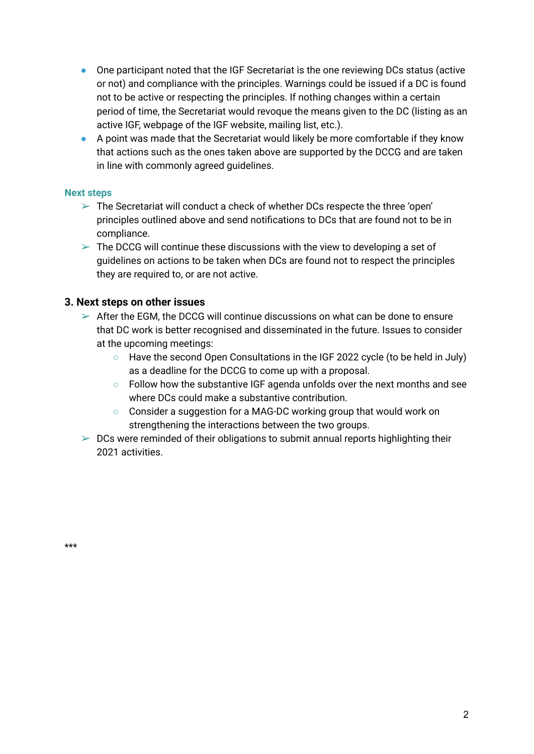- One participant noted that the IGF Secretariat is the one reviewing DCs status (active or not) and compliance with the principles. Warnings could be issued if a DC is found not to be active or respecting the principles. If nothing changes within a certain period of time, the Secretariat would revoque the means given to the DC (listing as an active IGF, webpage of the IGF website, mailing list, etc.).
- A point was made that the Secretariat would likely be more comfortable if they know that actions such as the ones taken above are supported by the DCCG and are taken in line with commonly agreed guidelines.

**Next steps**

- ➢ The Secretariat will conduct a check of whether DCs respecte the three 'open' principles outlined above and send notifications to DCs that are found not to be in compliance.
- ➢ The DCCG will continue these discussions with the view to developing a set of guidelines on actions to be taken when DCs are found not to respect the principles they are required to, or are not active.

### 3. Next steps on other issues

- ➢ After the EGM, the DCCG will continue discussions on what can be done to ensure that DC work is better recognised and disseminated in the future. Issues to consider at the upcoming meetings:
  - Have the second Open Consultations in the IGF 2022 cycle (to be held in July) as a deadline for the DCCG to come up with a proposal.
  - Follow how the substantive IGF agenda unfolds over the next months and see where DCs could make a substantive contribution.
  - Consider a suggestion for a MAG-DC working group that would work on strengthening the interactions between the two groups.
- ➢ DCs were reminded of their obligations to submit annual reports highlighting their 2021 activities.

***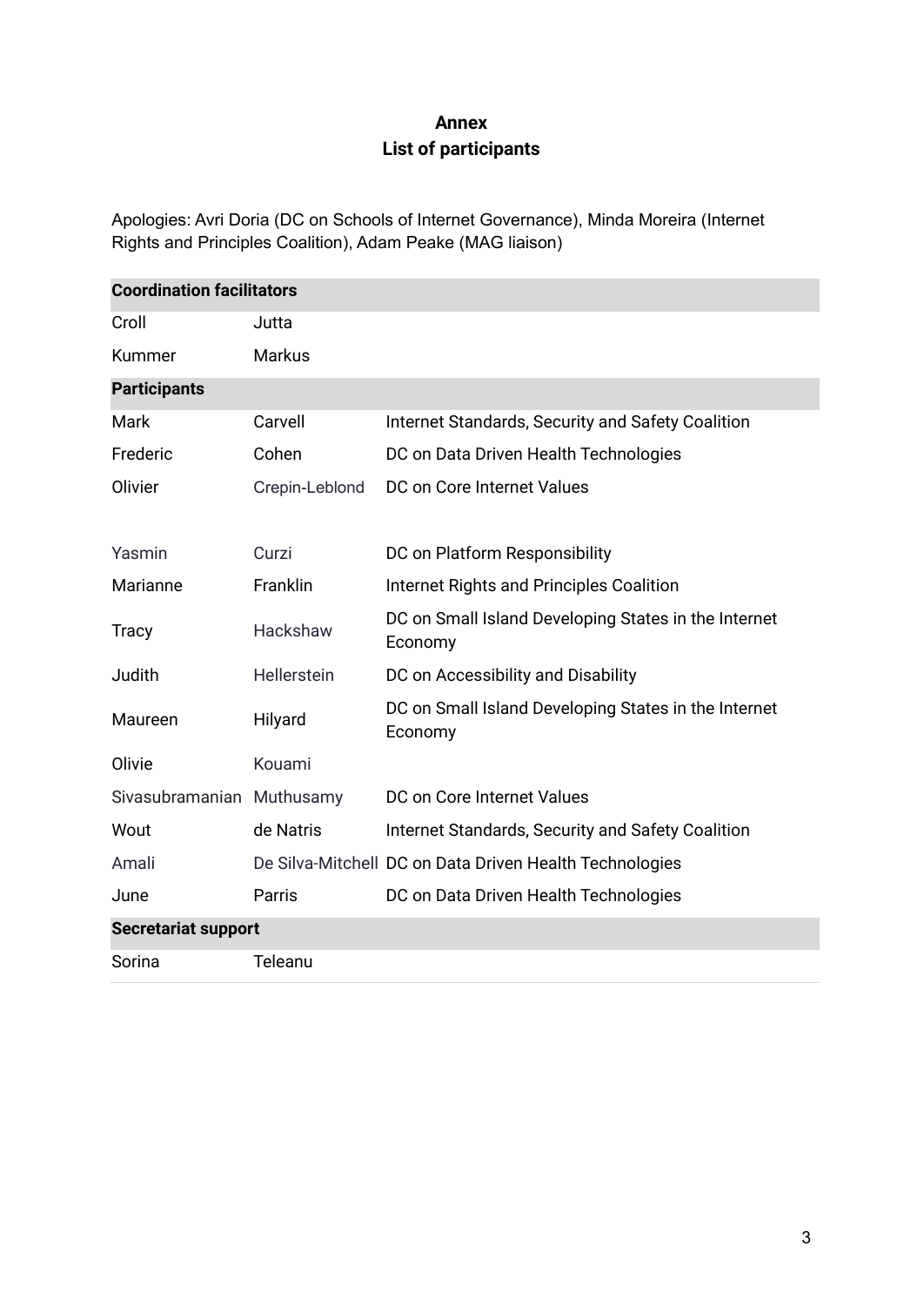# Annex
## List of participants

Apologies: Avri Doria (DC on Schools of Internet Governance), Minda Moreira (Internet Rights and Principles Coalition), Adam Peake (MAG liaison)

| | | |
|---|---|---|
| **Coordination facilitators** | | |
| Croll | Jutta | |
| Kummer | Markus | |
| **Participants** | | |
| Mark | Carvell | Internet Standards, Security and Safety Coalition |
| Frederic | Cohen | DC on Data Driven Health Technologies |
| Olivier | Crepin-Leblond | DC on Core Internet Values |
| Yasmin | Curzi | DC on Platform Responsibility |
| Marianne | Franklin | Internet Rights and Principles Coalition |
| Tracy | Hackshaw | DC on Small Island Developing States in the Internet Economy |
| Judith | Hellerstein | DC on Accessibility and Disability |
| Maureen | Hilyard | DC on Small Island Developing States in the Internet Economy |
| Olivie | Kouami | |
| Sivasubramanian | Muthusamy | DC on Core Internet Values |
| Wout | de Natris | Internet Standards, Security and Safety Coalition |
| Amali | De Silva-Mitchell | DC on Data Driven Health Technologies |
| June | Parris | DC on Data Driven Health Technologies |
| **Secretariat support** | | |
| Sorina | Teleanu | |